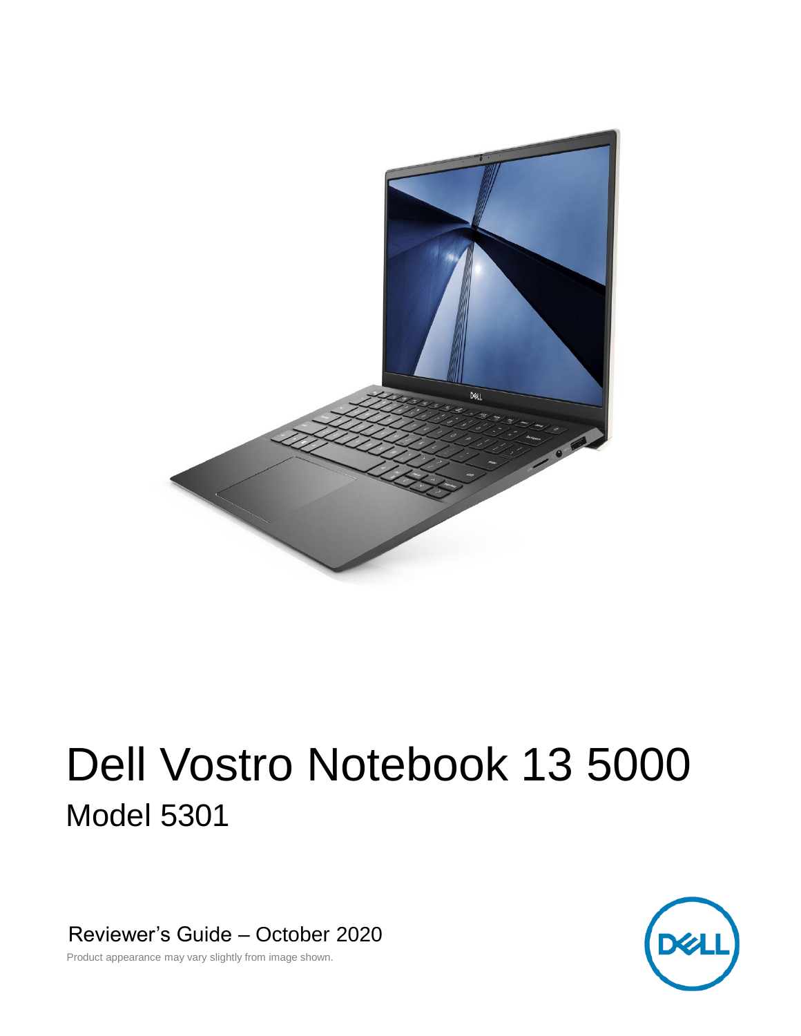# Dell Vostro Notebook 13 5000

## Model 5301

Reviewer's Guide – October 2020

Product appearance may vary slightly from image shown.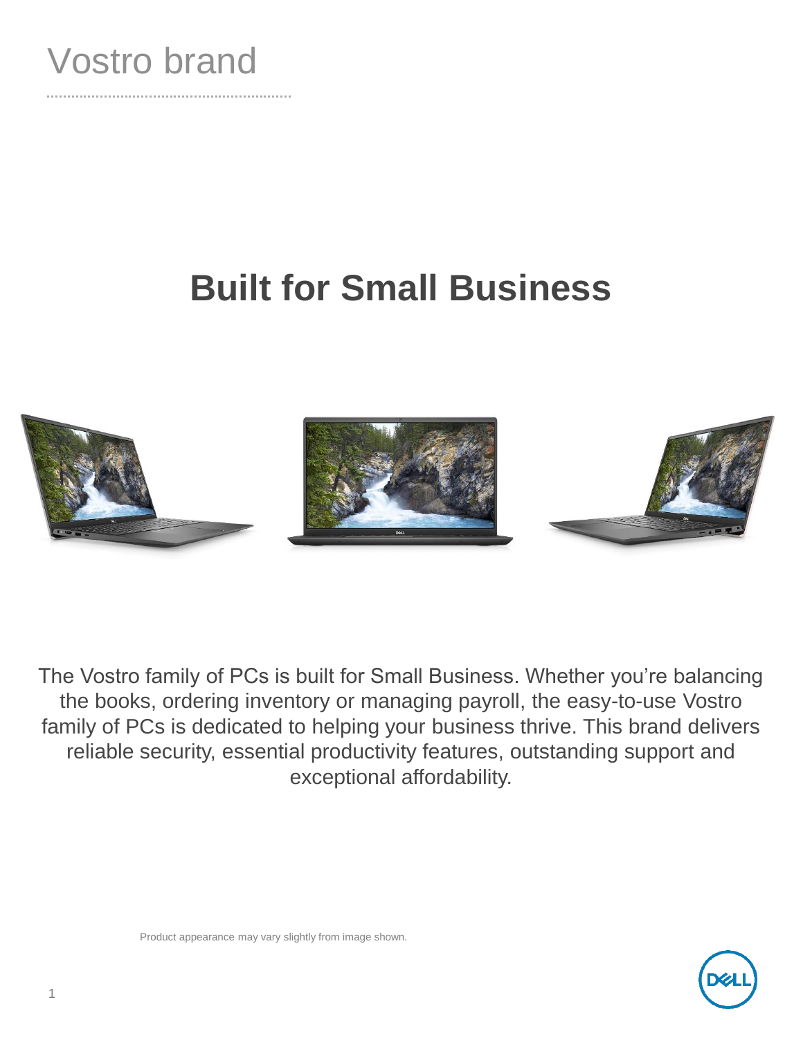# Vostro brand

## Built for Small Business

The Vostro family of PCs is built for Small Business. Whether you're balancing the books, ordering inventory or managing payroll, the easy-to-use Vostro family of PCs is dedicated to helping your business thrive. This brand delivers reliable security, essential productivity features, outstanding support and exceptional affordability.

Product appearance may vary slightly from image shown.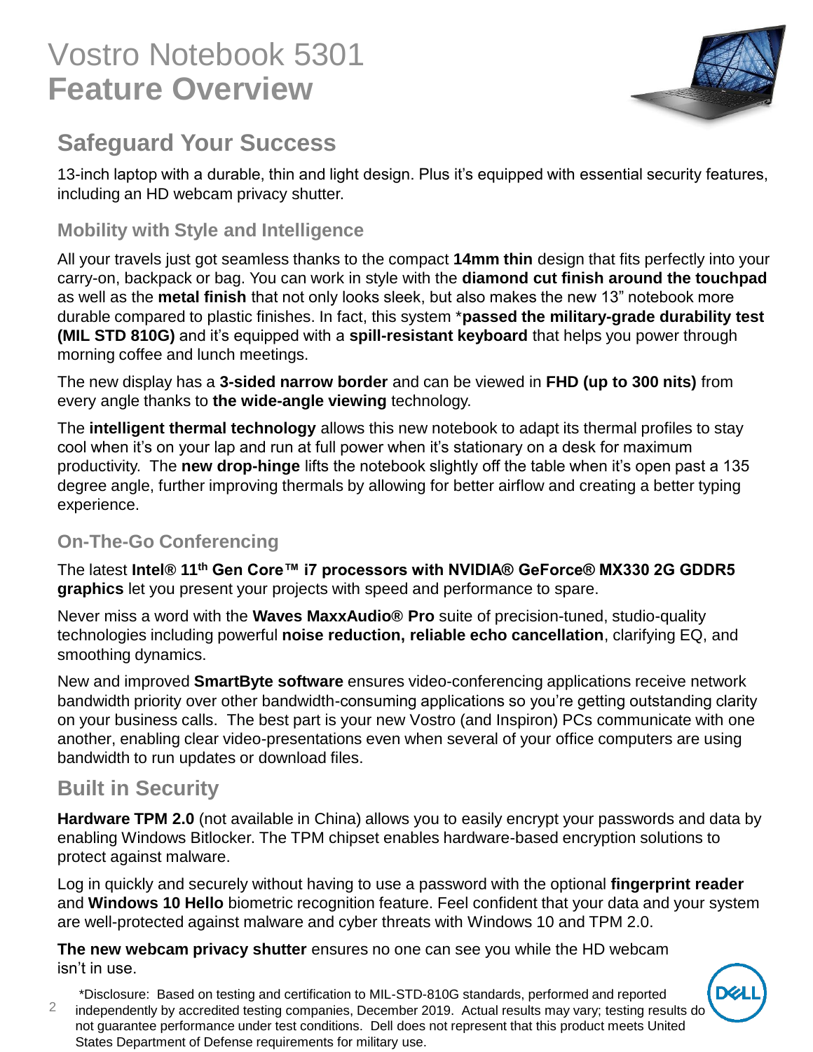# Vostro Notebook 5301
# **Feature Overview**

## Safeguard Your Success

13-inch laptop with a durable, thin and light design. Plus it's equipped with essential security features, including an HD webcam privacy shutter.

### Mobility with Style and Intelligence

All your travels just got seamless thanks to the compact **14mm thin** design that fits perfectly into your carry-on, backpack or bag. You can work in style with the **diamond cut finish around the touchpad** as well as the **metal finish** that not only looks sleek, but also makes the new 13" notebook more durable compared to plastic finishes. In fact, this system ***passed the military-grade durability test (MIL STD 810G)** and it's equipped with a **spill-resistant keyboard** that helps you power through morning coffee and lunch meetings.

The new display has a **3-sided narrow border** and can be viewed in **FHD (up to 300 nits)** from every angle thanks to **the wide-angle viewing** technology.

The **intelligent thermal technology** allows this new notebook to adapt its thermal profiles to stay cool when it's on your lap and run at full power when it's stationary on a desk for maximum productivity. The **new drop-hinge** lifts the notebook slightly off the table when it's open past a 135 degree angle, further improving thermals by allowing for better airflow and creating a better typing experience.

### On-The-Go Conferencing

The latest **Intel® 11th Gen Core™ i7 processors with NVIDIA® GeForce® MX330 2G GDDR5 graphics** let you present your projects with speed and performance to spare.

Never miss a word with the **Waves MaxxAudio® Pro** suite of precision-tuned, studio-quality technologies including powerful **noise reduction, reliable echo cancellation**, clarifying EQ, and smoothing dynamics.

New and improved **SmartByte software** ensures video-conferencing applications receive network bandwidth priority over other bandwidth-consuming applications so you're getting outstanding clarity on your business calls. The best part is your new Vostro (and Inspiron) PCs communicate with one another, enabling clear video-presentations even when several of your office computers are using bandwidth to run updates or download files.

## Built in Security

**Hardware TPM 2.0** (not available in China) allows you to easily encrypt your passwords and data by enabling Windows Bitlocker. The TPM chipset enables hardware-based encryption solutions to protect against malware.

Log in quickly and securely without having to use a password with the optional **fingerprint reader** and **Windows 10 Hello** biometric recognition feature. Feel confident that your data and your system are well-protected against malware and cyber threats with Windows 10 and TPM 2.0.

**The new webcam privacy shutter** ensures no one can see you while the HD webcam isn't in use.

*Disclosure: Based on testing and certification to MIL-STD-810G standards, performed and reported independently by accredited testing companies, December 2019. Actual results may vary; testing results do not guarantee performance under test conditions. Dell does not represent that this product meets United States Department of Defense requirements for military use.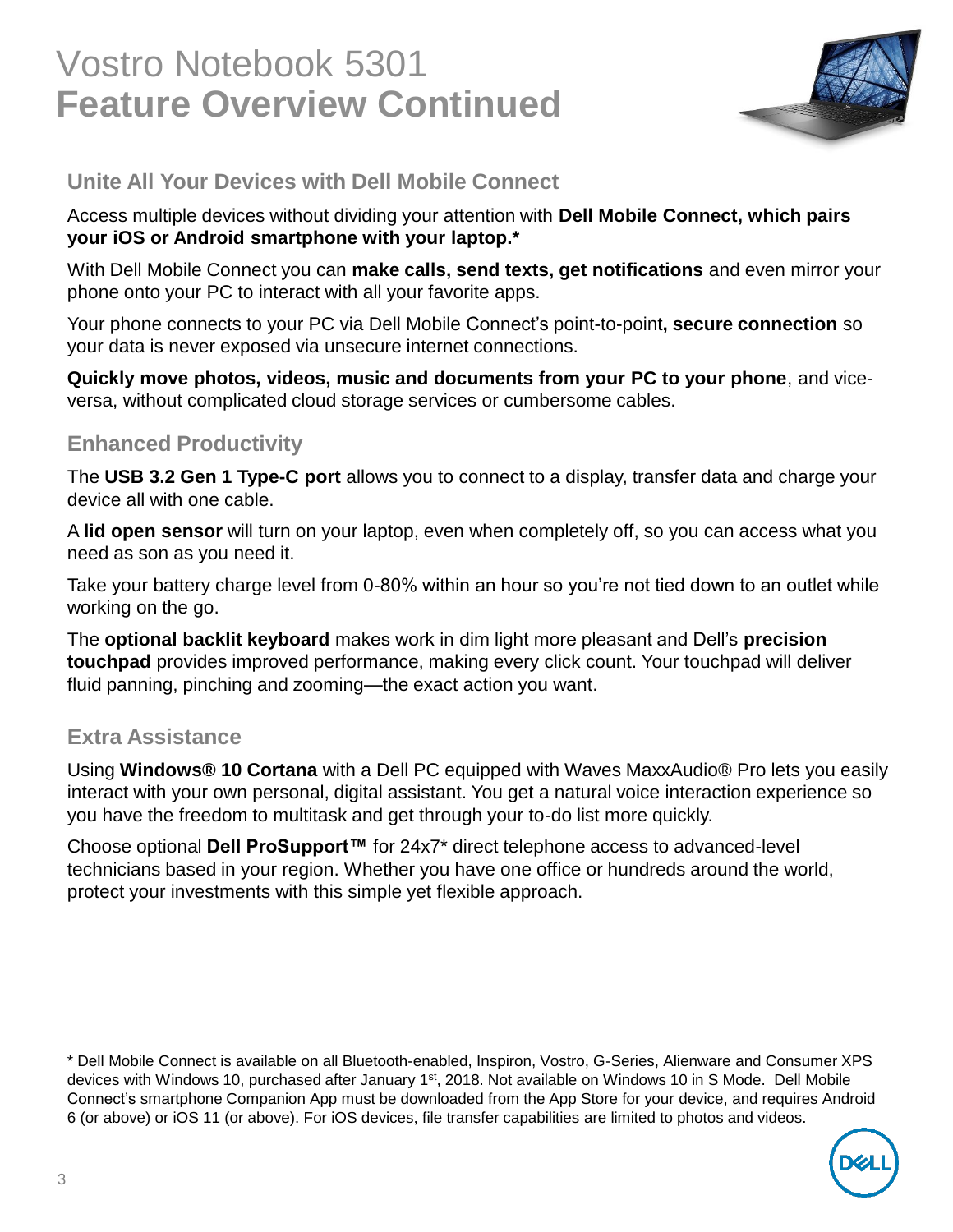# Vostro Notebook 5301
# Feature Overview Continued

## Unite All Your Devices with Dell Mobile Connect

Access multiple devices without dividing your attention with **Dell Mobile Connect, which pairs your iOS or Android smartphone with your laptop.***

With Dell Mobile Connect you can **make calls, send texts, get notifications** and even mirror your phone onto your PC to interact with all your favorite apps.

Your phone connects to your PC via Dell Mobile Connect's point-to-point**, secure connection** so your data is never exposed via unsecure internet connections.

**Quickly move photos, videos, music and documents from your PC to your phone**, and vice-versa, without complicated cloud storage services or cumbersome cables.

## Enhanced Productivity

The **USB 3.2 Gen 1 Type-C port** allows you to connect to a display, transfer data and charge your device all with one cable.

A **lid open sensor** will turn on your laptop, even when completely off, so you can access what you need as son as you need it.

Take your battery charge level from 0-80% within an hour so you're not tied down to an outlet while working on the go.

The **optional backlit keyboard** makes work in dim light more pleasant and Dell's **precision touchpad** provides improved performance, making every click count. Your touchpad will deliver fluid panning, pinching and zooming—the exact action you want.

## Extra Assistance

Using **Windows® 10 Cortana** with a Dell PC equipped with Waves MaxxAudio® Pro lets you easily interact with your own personal, digital assistant. You get a natural voice interaction experience so you have the freedom to multitask and get through your to-do list more quickly.

Choose optional **Dell ProSupport™** for 24x7* direct telephone access to advanced-level technicians based in your region. Whether you have one office or hundreds around the world, protect your investments with this simple yet flexible approach.

\* Dell Mobile Connect is available on all Bluetooth-enabled, Inspiron, Vostro, G-Series, Alienware and Consumer XPS devices with Windows 10, purchased after January 1st, 2018. Not available on Windows 10 in S Mode. Dell Mobile Connect's smartphone Companion App must be downloaded from the App Store for your device, and requires Android 6 (or above) or iOS 11 (or above). For iOS devices, file transfer capabilities are limited to photos and videos.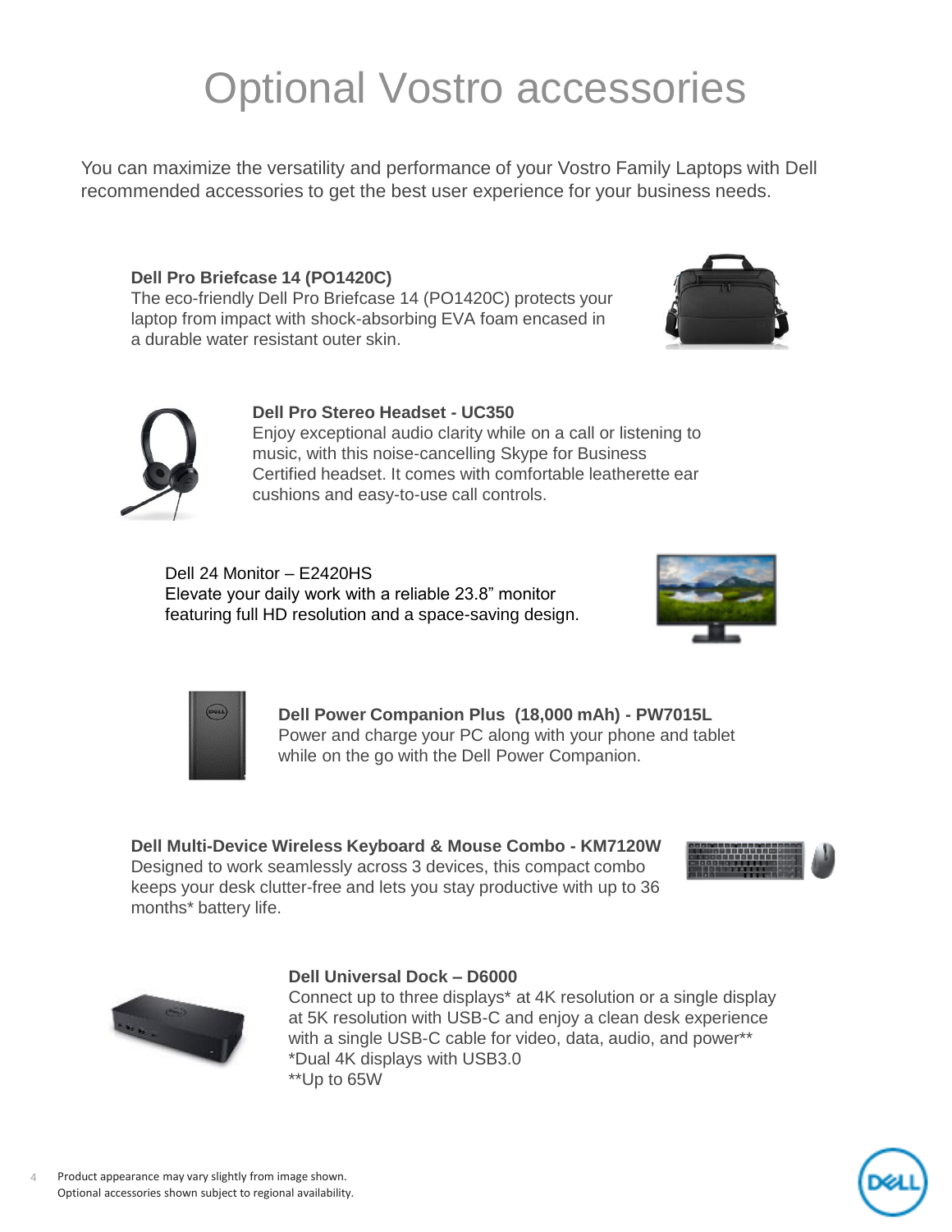# Optional Vostro accessories

You can maximize the versatility and performance of your Vostro Family Laptops with Dell recommended accessories to get the best user experience for your business needs.

**Dell Pro Briefcase 14 (PO1420C)**
The eco-friendly Dell Pro Briefcase 14 (PO1420C) protects your laptop from impact with shock-absorbing EVA foam encased in a durable water resistant outer skin.

**Dell Pro Stereo Headset - UC350**
Enjoy exceptional audio clarity while on a call or listening to music, with this noise-cancelling Skype for Business Certified headset. It comes with comfortable leatherette ear cushions and easy-to-use call controls.

Dell 24 Monitor – E2420HS
Elevate your daily work with a reliable 23.8" monitor featuring full HD resolution and a space-saving design.

**Dell Power Companion Plus (18,000 mAh) - PW7015L**
Power and charge your PC along with your phone and tablet while on the go with the Dell Power Companion.

**Dell Multi-Device Wireless Keyboard & Mouse Combo - KM7120W**
Designed to work seamlessly across 3 devices, this compact combo keeps your desk clutter-free and lets you stay productive with up to 36 months* battery life.

**Dell Universal Dock – D6000**
Connect up to three displays* at 4K resolution or a single display at 5K resolution with USB-C and enjoy a clean desk experience with a single USB-C cable for video, data, audio, and power**
*Dual 4K displays with USB3.0
**Up to 65W

Product appearance may vary slightly from image shown.
Optional accessories shown subject to regional availability.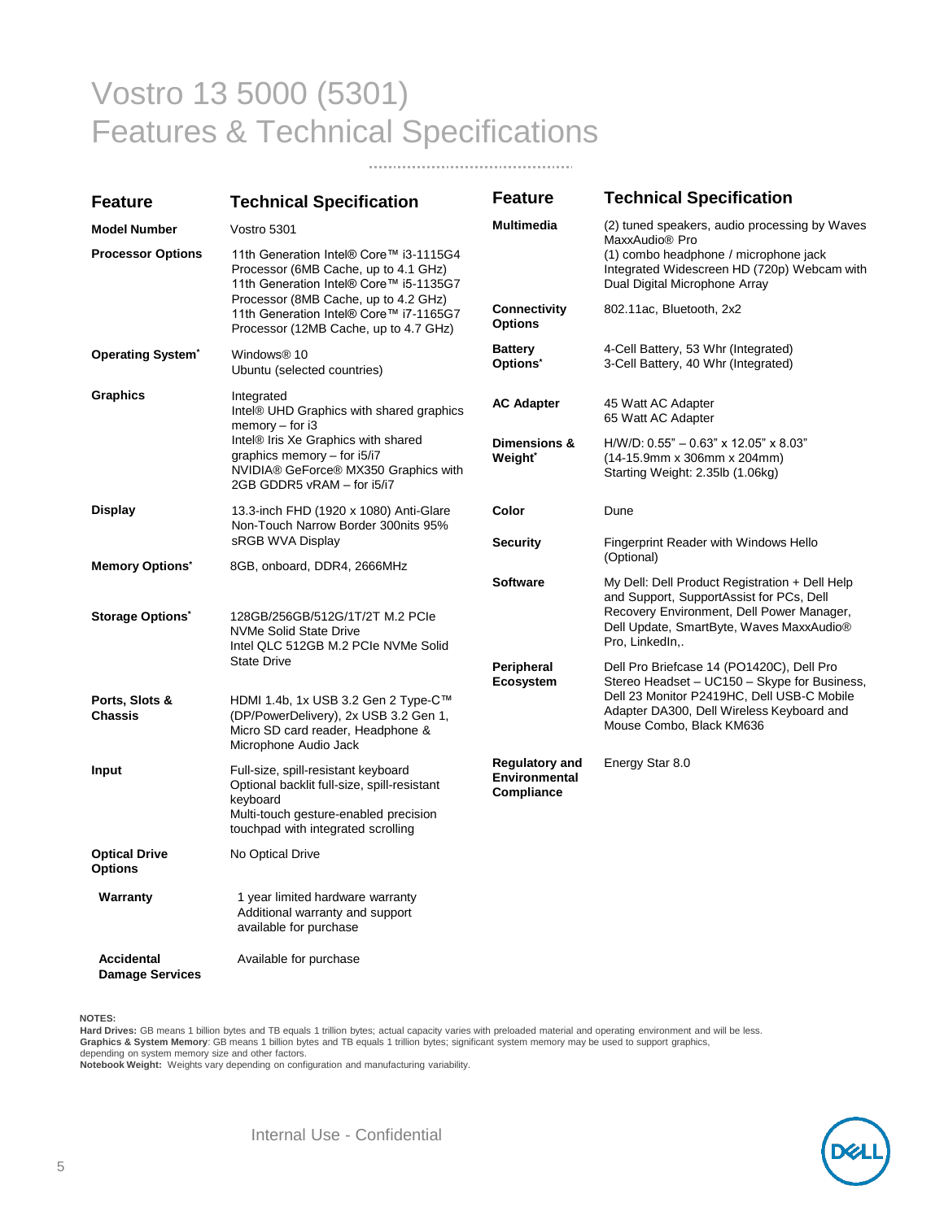# Vostro 13 5000 (5301)
# Features & Technical Specifications

| Feature | Technical Specification |
|---|---|
| **Model Number** | Vostro 5301 |
| **Processor Options** | 11th Generation Intel® Core™ i3-1115G4 Processor (6MB Cache, up to 4.1 GHz)<br>11th Generation Intel® Core™ i5-1135G7 Processor (8MB Cache, up to 4.2 GHz)<br>11th Generation Intel® Core™ i7-1165G7 Processor (12MB Cache, up to 4.7 GHz) |
| **Operating System*** | Windows® 10<br>Ubuntu (selected countries) |
| **Graphics** | Integrated<br>Intel® UHD Graphics with shared graphics memory – for i3<br>Intel® Iris Xe Graphics with shared graphics memory – for i5/i7<br>NVIDIA® GeForce® MX350 Graphics with 2GB GDDR5 vRAM – for i5/i7 |
| **Display** | 13.3-inch FHD (1920 x 1080) Anti-Glare Non-Touch Narrow Border 300nits 95% sRGB WVA Display |
| **Memory Options*** | 8GB, onboard, DDR4, 2666MHz |
| **Storage Options*** | 128GB/256GB/512G/1T/2T M.2 PCIe NVMe Solid State Drive<br>Intel QLC 512GB M.2 PCIe NVMe Solid State Drive |
| **Ports, Slots & Chassis** | HDMI 1.4b, 1x USB 3.2 Gen 2 Type-C™ (DP/PowerDelivery), 2x USB 3.2 Gen 1, Micro SD card reader, Headphone & Microphone Audio Jack |
| **Input** | Full-size, spill-resistant keyboard<br>Optional backlit full-size, spill-resistant keyboard<br>Multi-touch gesture-enabled precision touchpad with integrated scrolling |
| **Optical Drive Options** | No Optical Drive |
| **Warranty** | 1 year limited hardware warranty<br>Additional warranty and support available for purchase |
| **Accidental Damage Services** | Available for purchase |
| **Multimedia** | (2) tuned speakers, audio processing by Waves MaxxAudio® Pro<br>(1) combo headphone / microphone jack<br>Integrated Widescreen HD (720p) Webcam with Dual Digital Microphone Array |
| **Connectivity Options** | 802.11ac, Bluetooth, 2x2 |
| **Battery Options*** | 4-Cell Battery, 53 Whr (Integrated)<br>3-Cell Battery, 40 Whr (Integrated) |
| **AC Adapter** | 45 Watt AC Adapter<br>65 Watt AC Adapter |
| **Dimensions & Weight*** | H/W/D: 0.55" – 0.63" x 12.05" x 8.03" (14-15.9mm x 306mm x 204mm)<br>Starting Weight: 2.35lb (1.06kg) |
| **Color** | Dune |
| **Security** | Fingerprint Reader with Windows Hello (Optional) |
| **Software** | My Dell: Dell Product Registration + Dell Help and Support, SupportAssist for PCs, Dell Recovery Environment, Dell Power Manager, Dell Update, SmartByte, Waves MaxxAudio® Pro, LinkedIn,. |
| **Peripheral Ecosystem** | Dell Pro Briefcase 14 (PO1420C), Dell Pro Stereo Headset – UC150 – Skype for Business, Dell 23 Monitor P2419HC, Dell USB-C Mobile Adapter DA300, Dell Wireless Keyboard and Mouse Combo, Black KM636 |
| **Regulatory and Environmental Compliance** | Energy Star 8.0 |

**NOTES:**
**Hard Drives:** GB means 1 billion bytes and TB equals 1 trillion bytes; actual capacity varies with preloaded material and operating environment and will be less.
**Graphics & System Memory**: GB means 1 billion bytes and TB equals 1 trillion bytes; significant system memory may be used to support graphics, depending on system memory size and other factors.
**Notebook Weight:** Weights vary depending on configuration and manufacturing variability.

Internal Use - Confidential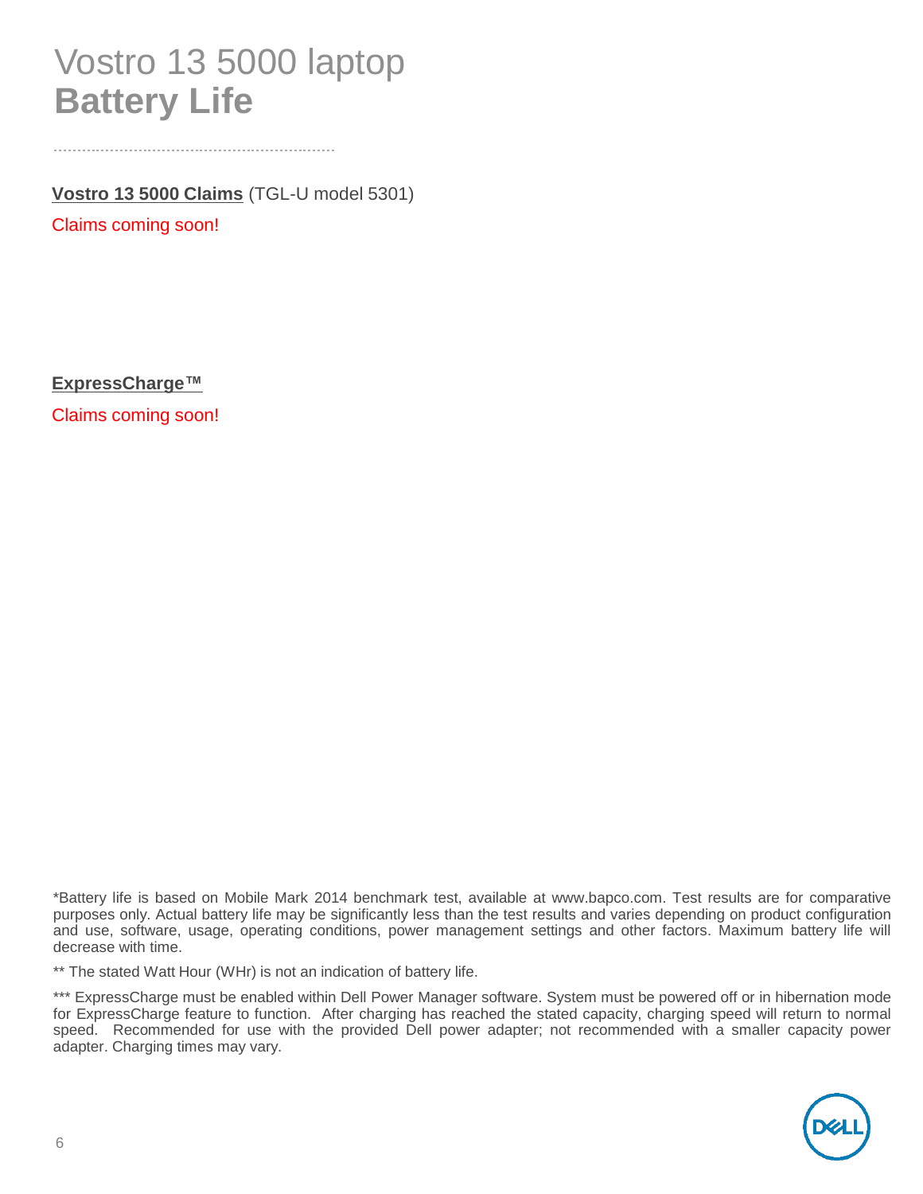# Vostro 13 5000 laptop
# **Battery Life**

**Vostro 13 5000 Claims** (TGL-U model 5301)

Claims coming soon!

**ExpressCharge™**

Claims coming soon!

*Battery life is based on Mobile Mark 2014 benchmark test, available at www.bapco.com. Test results are for comparative purposes only. Actual battery life may be significantly less than the test results and varies depending on product configuration and use, software, usage, operating conditions, power management settings and other factors. Maximum battery life will decrease with time.

** The stated Watt Hour (WHr) is not an indication of battery life.

*** ExpressCharge must be enabled within Dell Power Manager software. System must be powered off or in hibernation mode for ExpressCharge feature to function. After charging has reached the stated capacity, charging speed will return to normal speed. Recommended for use with the provided Dell power adapter; not recommended with a smaller capacity power adapter. Charging times may vary.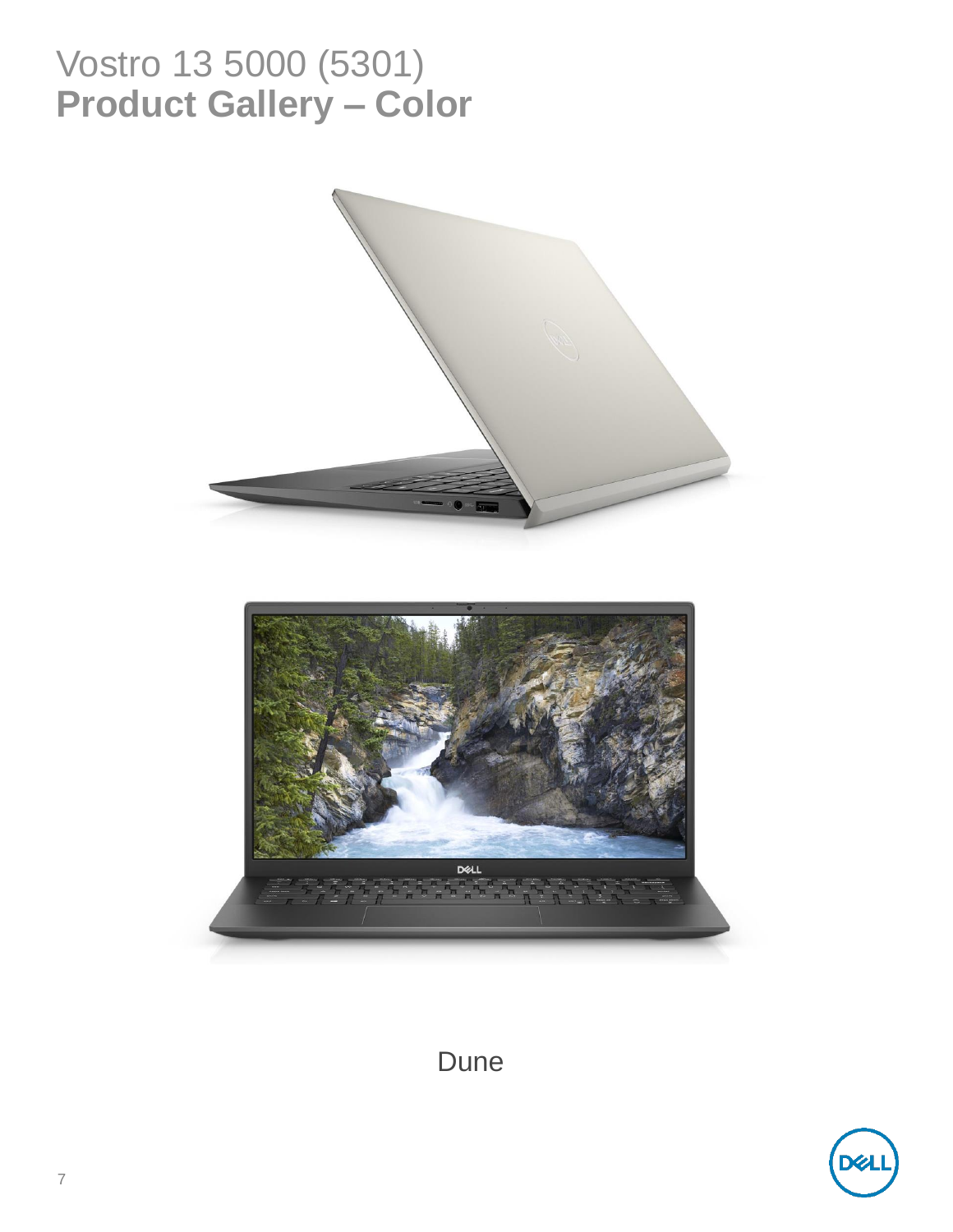# Vostro 13 5000 (5301)
## Product Gallery – Color

Dune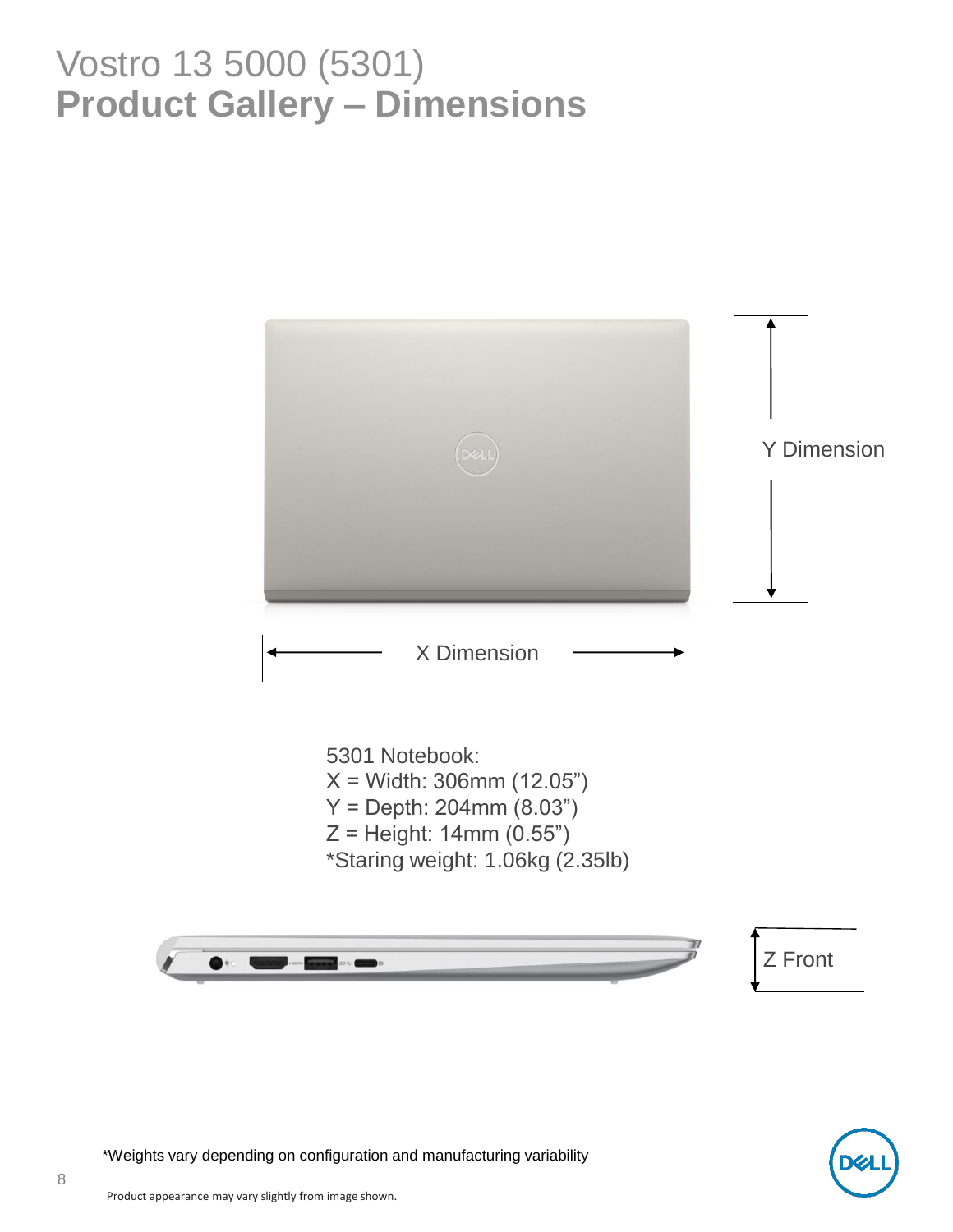# Vostro 13 5000 (5301)
## **Product Gallery – Dimensions**

Y Dimension

X Dimension

5301 Notebook:
X = Width: 306mm (12.05")
Y = Depth: 204mm (8.03")
Z = Height: 14mm (0.55")
*Staring weight: 1.06kg (2.35lb)

Z Front

*Weights vary depending on configuration and manufacturing variability

Product appearance may vary slightly from image shown.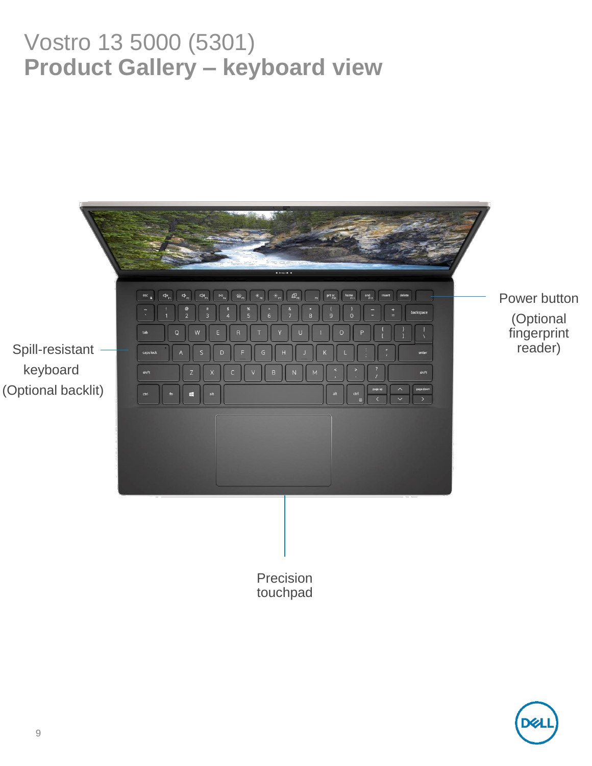# Vostro 13 5000 (5301)
# Product Gallery – keyboard view

Power button

(Optional fingerprint reader)

Spill-resistant keyboard

(Optional backlit)

Precision touchpad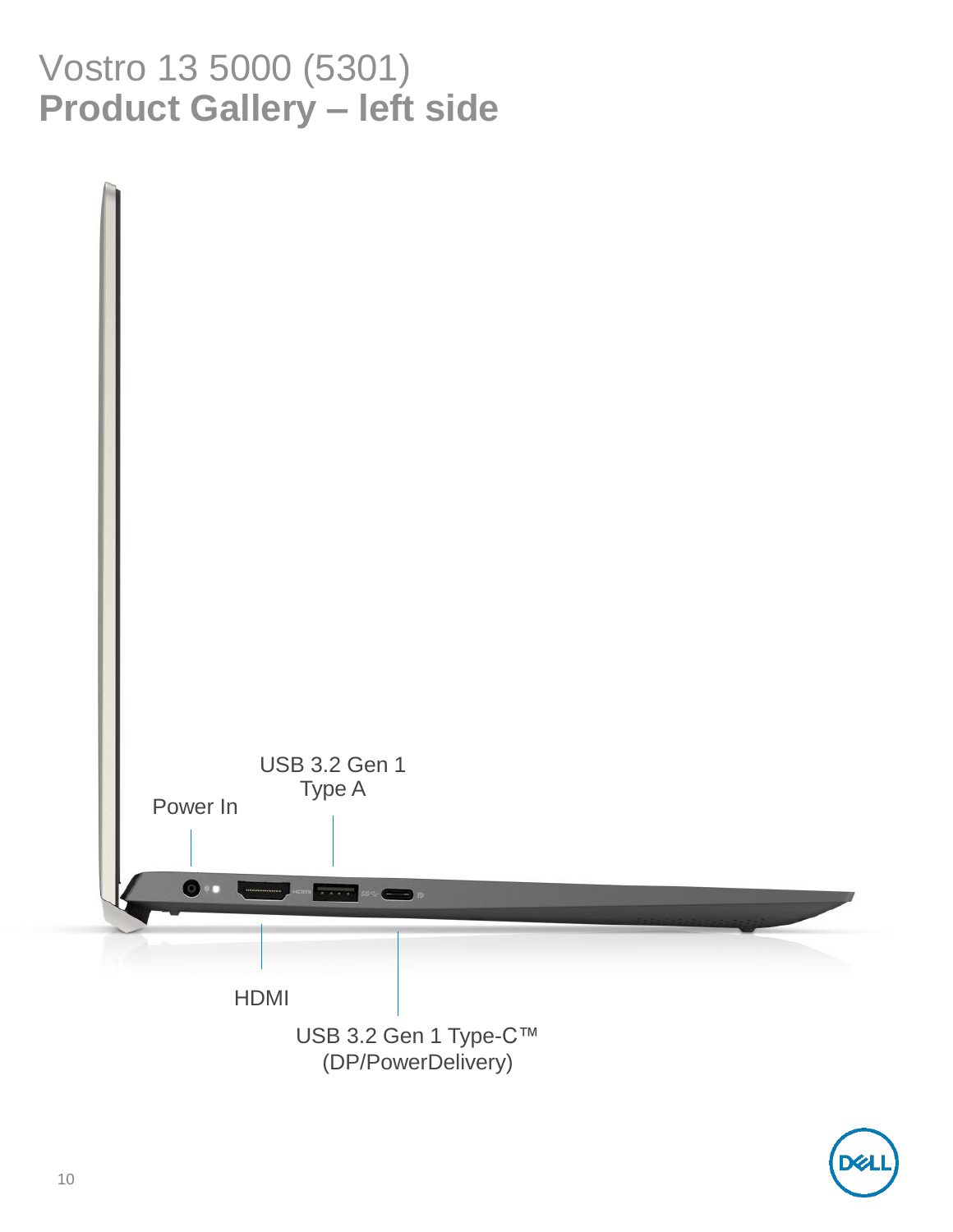# Vostro 13 5000 (5301)
## Product Gallery – left side

Power In

USB 3.2 Gen 1
Type A

HDMI

USB 3.2 Gen 1 Type-C™
(DP/PowerDelivery)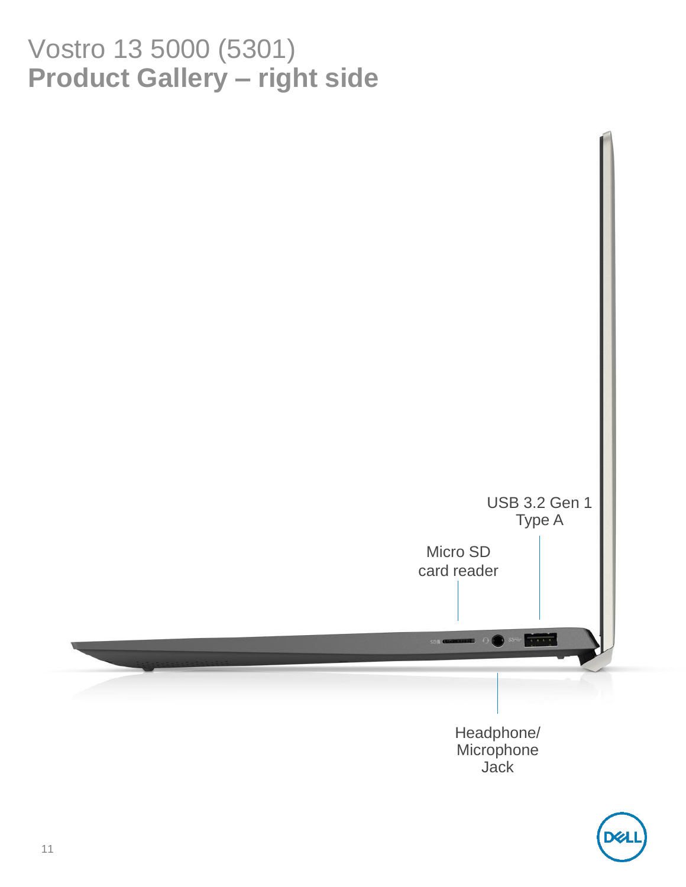# Vostro 13 5000 (5301)
## Product Gallery – right side

USB 3.2 Gen 1 Type A

Micro SD card reader

Headphone/ Microphone Jack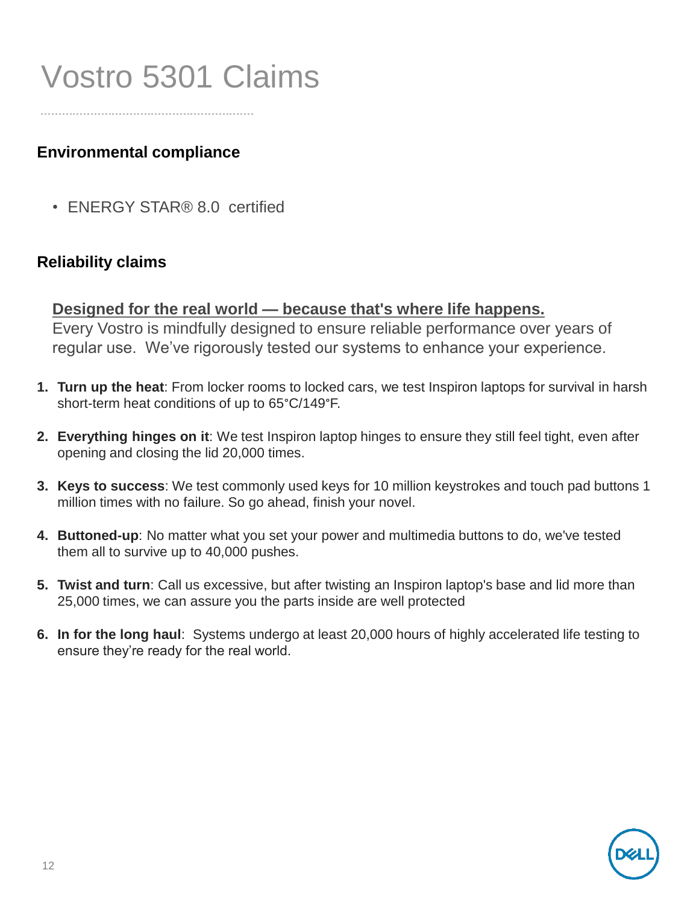# Vostro 5301 Claims

## Environmental compliance

- ENERGY STAR® 8.0 certified

## Reliability claims

**Designed for the real world — because that's where life happens.**
Every Vostro is mindfully designed to ensure reliable performance over years of regular use. We've rigorously tested our systems to enhance your experience.

1. **Turn up the heat**: From locker rooms to locked cars, we test Inspiron laptops for survival in harsh short-term heat conditions of up to 65°C/149°F.
2. **Everything hinges on it**: We test Inspiron laptop hinges to ensure they still feel tight, even after opening and closing the lid 20,000 times.
3. **Keys to success**: We test commonly used keys for 10 million keystrokes and touch pad buttons 1 million times with no failure. So go ahead, finish your novel.
4. **Buttoned-up**: No matter what you set your power and multimedia buttons to do, we've tested them all to survive up to 40,000 pushes.
5. **Twist and turn**: Call us excessive, but after twisting an Inspiron laptop's base and lid more than 25,000 times, we can assure you the parts inside are well protected
6. **In for the long haul**: Systems undergo at least 20,000 hours of highly accelerated life testing to ensure they're ready for the real world.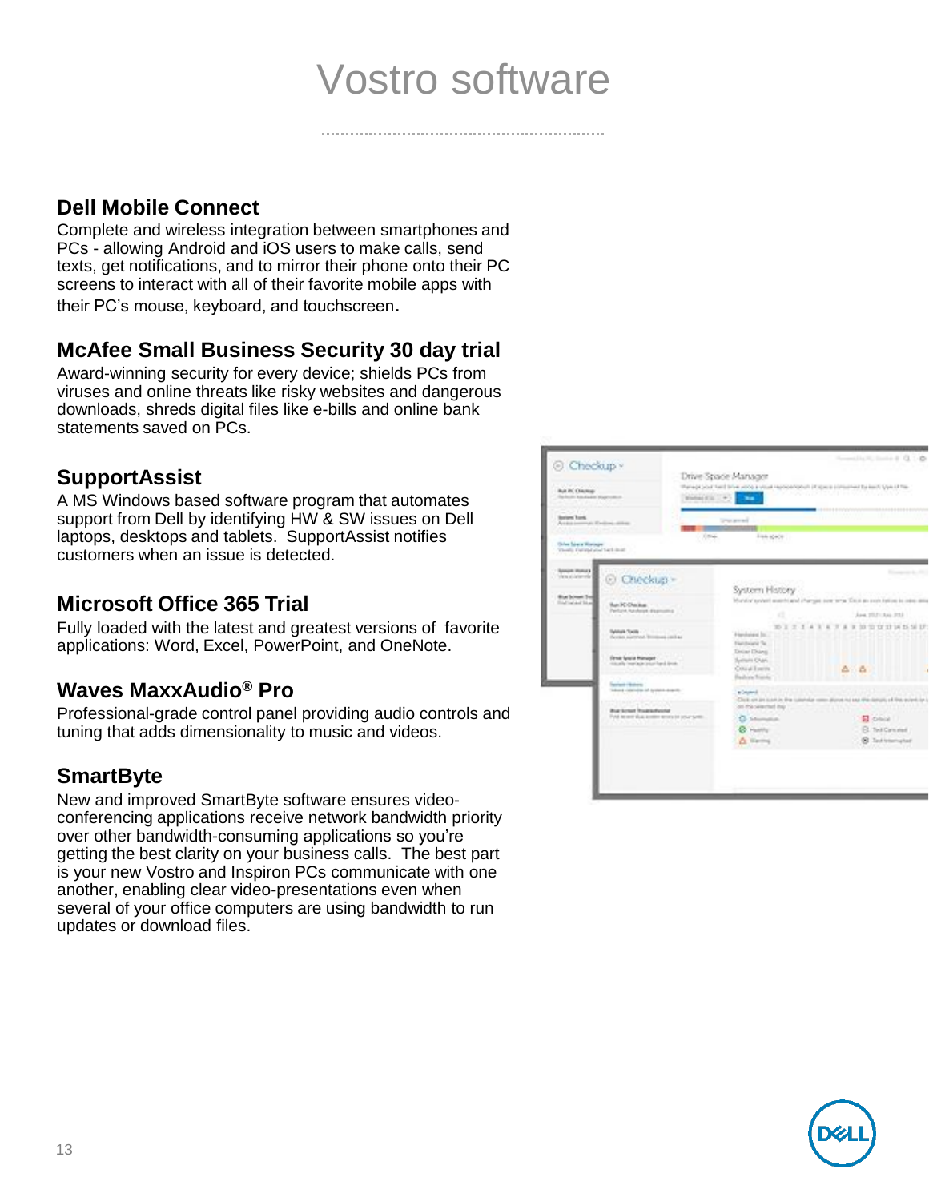# Vostro software

## Dell Mobile Connect

Complete and wireless integration between smartphones and PCs - allowing Android and iOS users to make calls, send texts, get notifications, and to mirror their phone onto their PC screens to interact with all of their favorite mobile apps with their PC's mouse, keyboard, and touchscreen.

## McAfee Small Business Security 30 day trial

Award-winning security for every device; shields PCs from viruses and online threats like risky websites and dangerous downloads, shreds digital files like e-bills and online bank statements saved on PCs.

## SupportAssist

A MS Windows based software program that automates support from Dell by identifying HW & SW issues on Dell laptops, desktops and tablets. SupportAssist notifies customers when an issue is detected.

## Microsoft Office 365 Trial

Fully loaded with the latest and greatest versions of favorite applications: Word, Excel, PowerPoint, and OneNote.

## Waves MaxxAudio® Pro

Professional-grade control panel providing audio controls and tuning that adds dimensionality to music and videos.

## SmartByte

New and improved SmartByte software ensures video-conferencing applications receive network bandwidth priority over other bandwidth-consuming applications so you're getting the best clarity on your business calls. The best part is your new Vostro and Inspiron PCs communicate with one another, enabling clear video-presentations even when several of your office computers are using bandwidth to run updates or download files.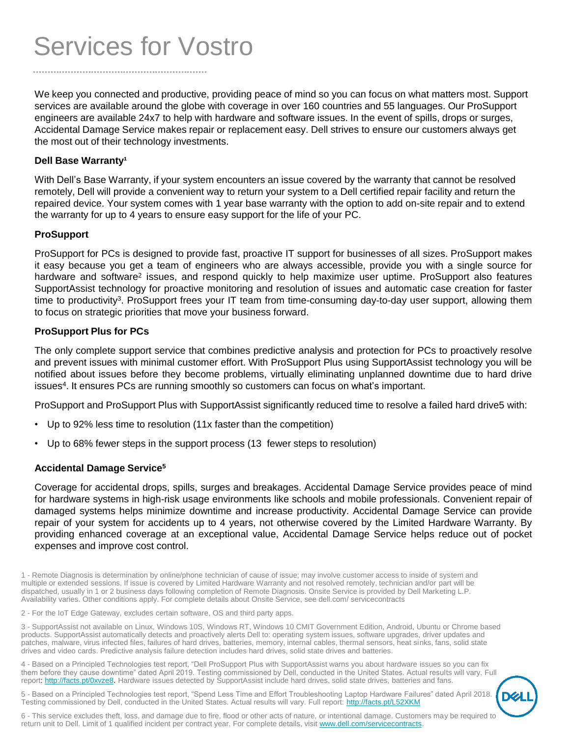# Services for Vostro

We keep you connected and productive, providing peace of mind so you can focus on what matters most. Support services are available around the globe with coverage in over 160 countries and 55 languages. Our ProSupport engineers are available 24x7 to help with hardware and software issues. In the event of spills, drops or surges, Accidental Damage Service makes repair or replacement easy. Dell strives to ensure our customers always get the most out of their technology investments.

**Dell Base Warranty[1]**

With Dell's Base Warranty, if your system encounters an issue covered by the warranty that cannot be resolved remotely, Dell will provide a convenient way to return your system to a Dell certified repair facility and return the repaired device. Your system comes with 1 year base warranty with the option to add on-site repair and to extend the warranty for up to 4 years to ensure easy support for the life of your PC.

**ProSupport**

ProSupport for PCs is designed to provide fast, proactive IT support for businesses of all sizes. ProSupport makes it easy because you get a team of engineers who are always accessible, provide you with a single source for hardware and software[2] issues, and respond quickly to help maximize user uptime. ProSupport also features SupportAssist technology for proactive monitoring and resolution of issues and automatic case creation for faster time to productivity[3]. ProSupport frees your IT team from time-consuming day-to-day user support, allowing them to focus on strategic priorities that move your business forward.

**ProSupport Plus for PCs**

The only complete support service that combines predictive analysis and protection for PCs to proactively resolve and prevent issues with minimal customer effort. With ProSupport Plus using SupportAssist technology you will be notified about issues before they become problems, virtually eliminating unplanned downtime due to hard drive issues[4]. It ensures PCs are running smoothly so customers can focus on what's important.

ProSupport and ProSupport Plus with SupportAssist significantly reduced time to resolve a failed hard drive5 with:

- Up to 92% less time to resolution (11x faster than the competition)
- Up to 68% fewer steps in the support process (13 fewer steps to resolution)

**Accidental Damage Service[5]**

Coverage for accidental drops, spills, surges and breakages. Accidental Damage Service provides peace of mind for hardware systems in high-risk usage environments like schools and mobile professionals. Convenient repair of damaged systems helps minimize downtime and increase productivity. Accidental Damage Service can provide repair of your system for accidents up to 4 years, not otherwise covered by the Limited Hardware Warranty. By providing enhanced coverage at an exceptional value, Accidental Damage Service helps reduce out of pocket expenses and improve cost control.

1 - Remote Diagnosis is determination by online/phone technician of cause of issue; may involve customer access to inside of system and multiple or extended sessions. If issue is covered by Limited Hardware Warranty and not resolved remotely, technician and/or part will be dispatched, usually in 1 or 2 business days following completion of Remote Diagnosis. Onsite Service is provided by Dell Marketing L.P. Availability varies. Other conditions apply. For complete details about Onsite Service, see dell.com/ servicecontracts

2 - For the IoT Edge Gateway, excludes certain software, OS and third party apps.

3 - SupportAssist not available on Linux, Windows 10S, Windows RT, Windows 10 CMIT Government Edition, Android, Ubuntu or Chrome based products. SupportAssist automatically detects and proactively alerts Dell to: operating system issues, software upgrades, driver updates and patches, malware, virus infected files, failures of hard drives, batteries, memory, internal cables, thermal sensors, heat sinks, fans, solid state drives and video cards. Predictive analysis failure detection includes hard drives, solid state drives and batteries.

4 - Based on a Principled Technologies test report, "Dell ProSupport Plus with SupportAssist warns you about hardware issues so you can fix them before they cause downtime" dated April 2019. Testing commissioned by Dell, conducted in the United States. Actual results will vary. Full report: http://facts.pt/0xvze8. Hardware issues detected by SupportAssist include hard drives, solid state drives, batteries and fans.

5 - Based on a Principled Technologies test report, "Spend Less Time and Effort Troubleshooting Laptop Hardware Failures" dated April 2018. Testing commissioned by Dell, conducted in the United States. Actual results will vary. Full report: http://facts.pt/L52XKM

6 - This service excludes theft, loss, and damage due to fire, flood or other acts of nature, or intentional damage. Customers may be required to return unit to Dell. Limit of 1 qualified incident per contract year. For complete details, visit www.dell.com/servicecontracts.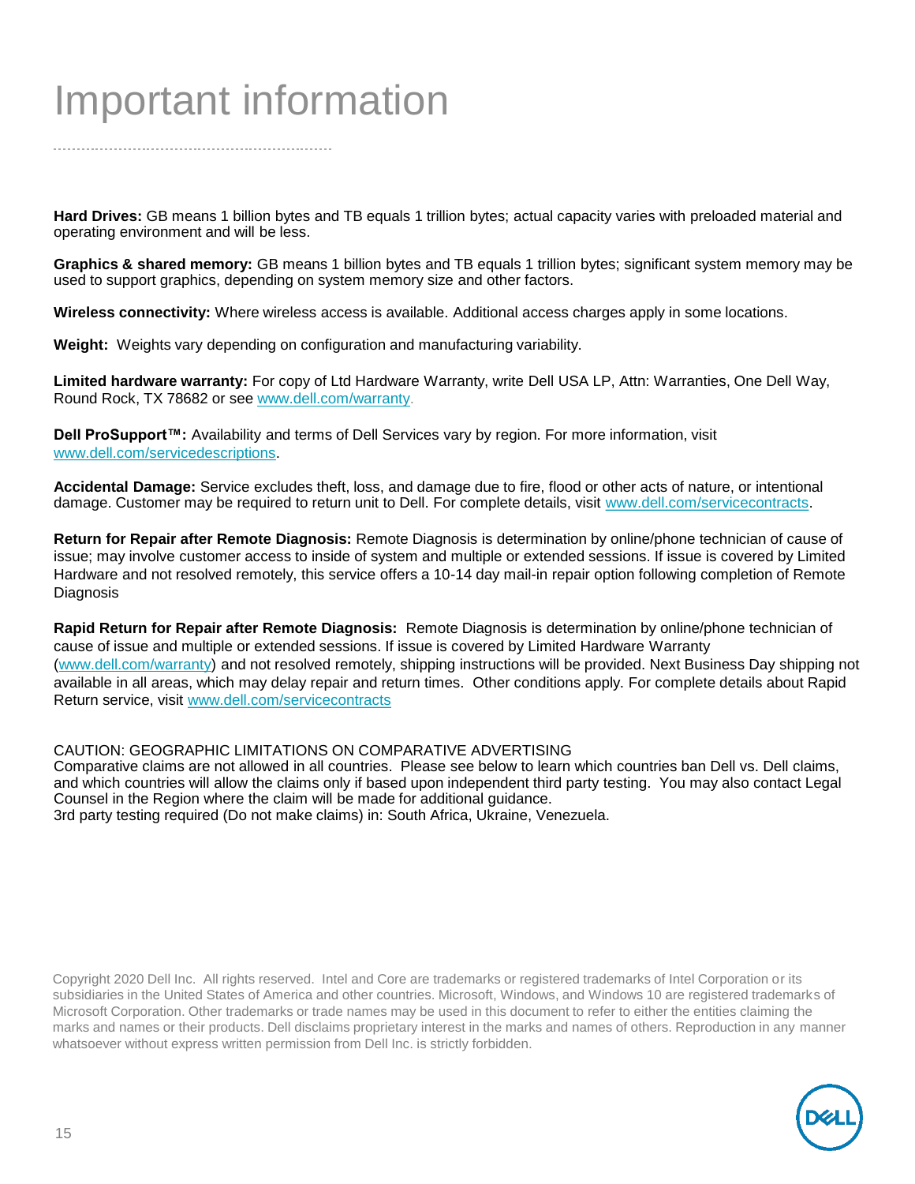# Important information

**Hard Drives:** GB means 1 billion bytes and TB equals 1 trillion bytes; actual capacity varies with preloaded material and operating environment and will be less.

**Graphics & shared memory:** GB means 1 billion bytes and TB equals 1 trillion bytes; significant system memory may be used to support graphics, depending on system memory size and other factors.

**Wireless connectivity:** Where wireless access is available. Additional access charges apply in some locations.

**Weight:** Weights vary depending on configuration and manufacturing variability.

**Limited hardware warranty:** For copy of Ltd Hardware Warranty, write Dell USA LP, Attn: Warranties, One Dell Way, Round Rock, TX 78682 or see www.dell.com/warranty.

**Dell ProSupport™:** Availability and terms of Dell Services vary by region. For more information, visit www.dell.com/servicedescriptions.

**Accidental Damage:** Service excludes theft, loss, and damage due to fire, flood or other acts of nature, or intentional damage. Customer may be required to return unit to Dell. For complete details, visit www.dell.com/servicecontracts.

**Return for Repair after Remote Diagnosis:** Remote Diagnosis is determination by online/phone technician of cause of issue; may involve customer access to inside of system and multiple or extended sessions. If issue is covered by Limited Hardware and not resolved remotely, this service offers a 10-14 day mail-in repair option following completion of Remote Diagnosis

**Rapid Return for Repair after Remote Diagnosis:** Remote Diagnosis is determination by online/phone technician of cause of issue and multiple or extended sessions. If issue is covered by Limited Hardware Warranty (www.dell.com/warranty) and not resolved remotely, shipping instructions will be provided. Next Business Day shipping not available in all areas, which may delay repair and return times. Other conditions apply. For complete details about Rapid Return service, visit www.dell.com/servicecontracts

CAUTION: GEOGRAPHIC LIMITATIONS ON COMPARATIVE ADVERTISING
Comparative claims are not allowed in all countries. Please see below to learn which countries ban Dell vs. Dell claims, and which countries will allow the claims only if based upon independent third party testing. You may also contact Legal Counsel in the Region where the claim will be made for additional guidance.
3rd party testing required (Do not make claims) in: South Africa, Ukraine, Venezuela.

Copyright 2020 Dell Inc. All rights reserved. Intel and Core are trademarks or registered trademarks of Intel Corporation or its subsidiaries in the United States of America and other countries. Microsoft, Windows, and Windows 10 are registered trademarks of Microsoft Corporation. Other trademarks or trade names may be used in this document to refer to either the entities claiming the marks and names or their products. Dell disclaims proprietary interest in the marks and names of others. Reproduction in any manner whatsoever without express written permission from Dell Inc. is strictly forbidden.